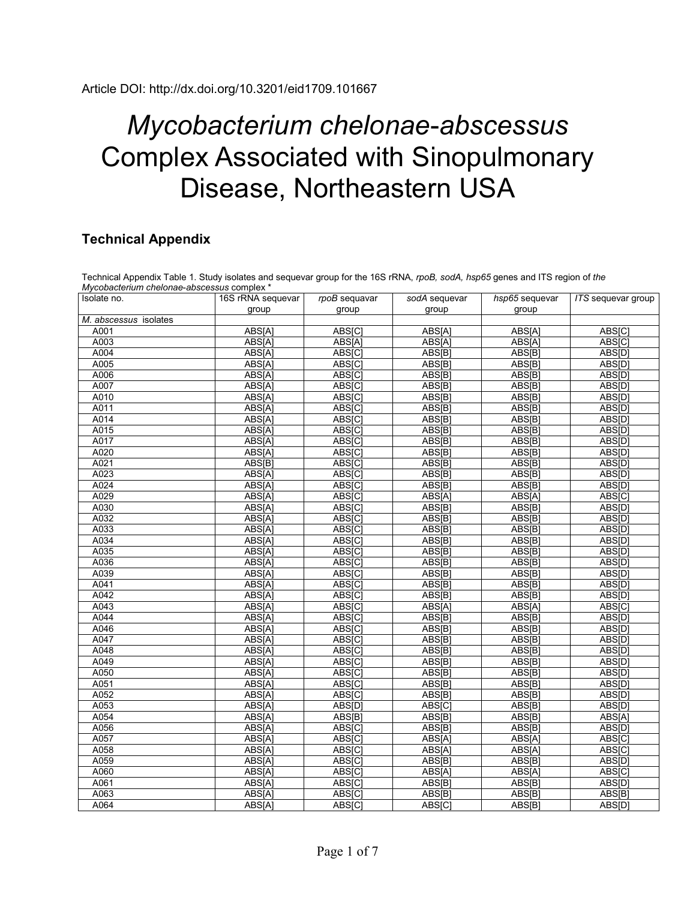Article DOI: http://dx.doi.org/10.3201/eid1709.101667

# *Mycobacterium chelonae-abscessus* Complex Associated with Sinopulmonary Disease, Northeastern USA

## Technical Appendix

Technical Appendix Table 1. Study isolates and sequevar group for the 16S rRNA, *rpoB, sodA, hsp65* genes and ITS region of *the Mycobacterium chelonae-abscessus* complex *

| Isolate no. | 16S rRNA sequevar group | *rpoB* sequavar group | *sodA* sequevar group | *hsp65* sequevar group | *ITS* sequevar group |
|---|---|---|---|---|---|
| *M. abscessus* isolates | | | | | |
| A001 | ABS[A] | ABS[C] | ABS[A] | ABS[A] | ABS[C] |
| A003 | ABS[A] | ABS[A] | ABS[A] | ABS[A] | ABS[C] |
| A004 | ABS[A] | ABS[C] | ABS[B] | ABS[B] | ABS[D] |
| A005 | ABS[A] | ABS[C] | ABS[B] | ABS[B] | ABS[D] |
| A006 | ABS[A] | ABS[C] | ABS[B] | ABS[B] | ABS[D] |
| A007 | ABS[A] | ABS[C] | ABS[B] | ABS[B] | ABS[D] |
| A010 | ABS[A] | ABS[C] | ABS[B] | ABS[B] | ABS[D] |
| A011 | ABS[A] | ABS[C] | ABS[B] | ABS[B] | ABS[D] |
| A014 | ABS[A] | ABS[C] | ABS[B] | ABS[B] | ABS[D] |
| A015 | ABS[A] | ABS[C] | ABS[B] | ABS[B] | ABS[D] |
| A017 | ABS[A] | ABS[C] | ABS[B] | ABS[B] | ABS[D] |
| A020 | ABS[A] | ABS[C] | ABS[B] | ABS[B] | ABS[D] |
| A021 | ABS[B] | ABS[C] | ABS[B] | ABS[B] | ABS[D] |
| A023 | ABS[A] | ABS[C] | ABS[B] | ABS[B] | ABS[D] |
| A024 | ABS[A] | ABS[C] | ABS[B] | ABS[B] | ABS[D] |
| A029 | ABS[A] | ABS[C] | ABS[A] | ABS[A] | ABS[C] |
| A030 | ABS[A] | ABS[C] | ABS[B] | ABS[B] | ABS[D] |
| A032 | ABS[A] | ABS[C] | ABS[B] | ABS[B] | ABS[D] |
| A033 | ABS[A] | ABS[C] | ABS[B] | ABS[B] | ABS[D] |
| A034 | ABS[A] | ABS[C] | ABS[B] | ABS[B] | ABS[D] |
| A035 | ABS[A] | ABS[C] | ABS[B] | ABS[B] | ABS[D] |
| A036 | ABS[A] | ABS[C] | ABS[B] | ABS[B] | ABS[D] |
| A039 | ABS[A] | ABS[C] | ABS[B] | ABS[B] | ABS[D] |
| A041 | ABS[A] | ABS[C] | ABS[B] | ABS[B] | ABS[D] |
| A042 | ABS[A] | ABS[C] | ABS[B] | ABS[B] | ABS[D] |
| A043 | ABS[A] | ABS[C] | ABS[A] | ABS[A] | ABS[C] |
| A044 | ABS[A] | ABS[C] | ABS[B] | ABS[B] | ABS[D] |
| A046 | ABS[A] | ABS[C] | ABS[B] | ABS[B] | ABS[D] |
| A047 | ABS[A] | ABS[C] | ABS[B] | ABS[B] | ABS[D] |
| A048 | ABS[A] | ABS[C] | ABS[B] | ABS[B] | ABS[D] |
| A049 | ABS[A] | ABS[C] | ABS[B] | ABS[B] | ABS[D] |
| A050 | ABS[A] | ABS[C] | ABS[B] | ABS[B] | ABS[D] |
| A051 | ABS[A] | ABS[C] | ABS[B] | ABS[B] | ABS[D] |
| A052 | ABS[A] | ABS[C] | ABS[B] | ABS[B] | ABS[D] |
| A053 | ABS[A] | ABS[D] | ABS[C] | ABS[B] | ABS[D] |
| A054 | ABS[A] | ABS[B] | ABS[B] | ABS[B] | ABS[A] |
| A056 | ABS[A] | ABS[C] | ABS[B] | ABS[B] | ABS[D] |
| A057 | ABS[A] | ABS[C] | ABS[A] | ABS[A] | ABS[C] |
| A058 | ABS[A] | ABS[C] | ABS[A] | ABS[A] | ABS[C] |
| A059 | ABS[A] | ABS[C] | ABS[B] | ABS[B] | ABS[D] |
| A060 | ABS[A] | ABS[C] | ABS[A] | ABS[A] | ABS[C] |
| A061 | ABS[A] | ABS[C] | ABS[B] | ABS[B] | ABS[D] |
| A063 | ABS[A] | ABS[C] | ABS[B] | ABS[B] | ABS[B] |
| A064 | ABS[A] | ABS[C] | ABS[C] | ABS[B] | ABS[D] |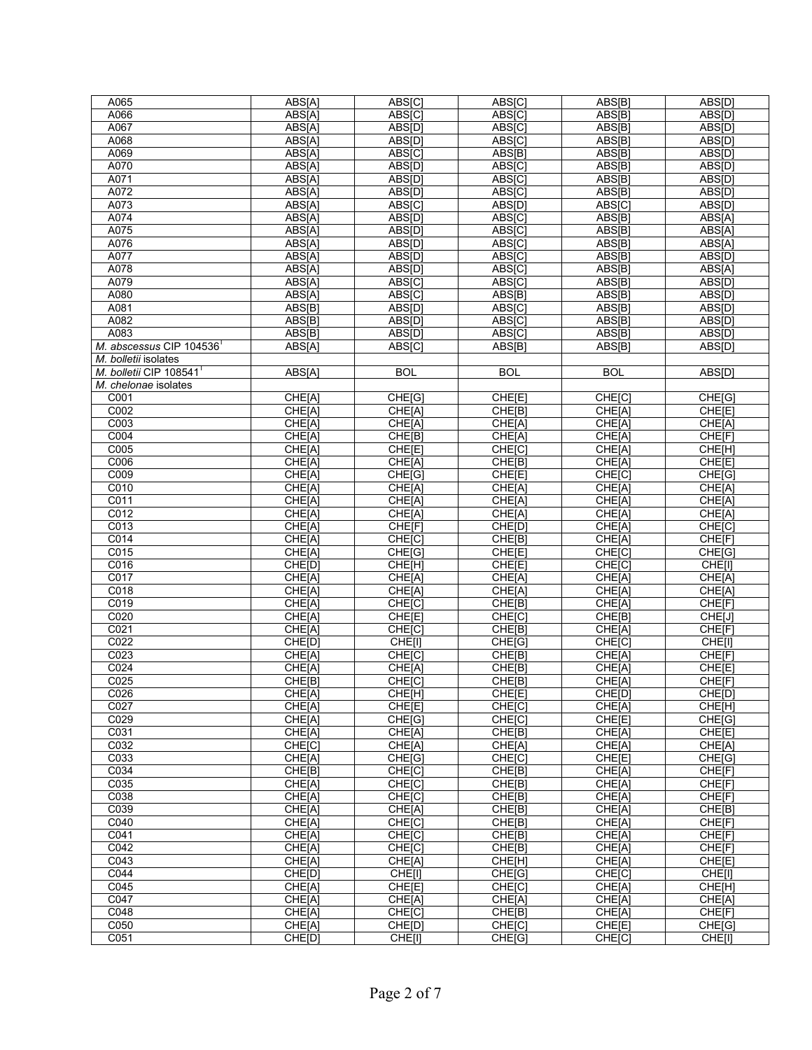| | | | | | |
|---|---|---|---|---|---|
| A065 | ABS[A] | ABS[C] | ABS[C] | ABS[B] | ABS[D] |
| A066 | ABS[A] | ABS[C] | ABS[C] | ABS[B] | ABS[D] |
| A067 | ABS[A] | ABS[D] | ABS[C] | ABS[B] | ABS[D] |
| A068 | ABS[A] | ABS[D] | ABS[C] | ABS[B] | ABS[D] |
| A069 | ABS[A] | ABS[C] | ABS[B] | ABS[B] | ABS[D] |
| A070 | ABS[A] | ABS[D] | ABS[C] | ABS[B] | ABS[D] |
| A071 | ABS[A] | ABS[D] | ABS[C] | ABS[B] | ABS[D] |
| A072 | ABS[A] | ABS[D] | ABS[C] | ABS[B] | ABS[D] |
| A073 | ABS[A] | ABS[C] | ABS[D] | ABS[C] | ABS[D] |
| A074 | ABS[A] | ABS[D] | ABS[C] | ABS[B] | ABS[A] |
| A075 | ABS[A] | ABS[D] | ABS[C] | ABS[B] | ABS[A] |
| A076 | ABS[A] | ABS[D] | ABS[C] | ABS[B] | ABS[A] |
| A077 | ABS[A] | ABS[D] | ABS[C] | ABS[B] | ABS[D] |
| A078 | ABS[A] | ABS[D] | ABS[C] | ABS[B] | ABS[A] |
| A079 | ABS[A] | ABS[C] | ABS[C] | ABS[B] | ABS[D] |
| A080 | ABS[A] | ABS[C] | ABS[B] | ABS[B] | ABS[D] |
| A081 | ABS[B] | ABS[D] | ABS[C] | ABS[B] | ABS[D] |
| A082 | ABS[B] | ABS[D] | ABS[C] | ABS[B] | ABS[D] |
| A083 | ABS[B] | ABS[D] | ABS[C] | ABS[B] | ABS[D] |
| *M. abscessus* CIP 104536[T] | ABS[A] | ABS[C] | ABS[B] | ABS[B] | ABS[D] |
| *M. bolletii* isolates | | | | | |
| *M. bolletii* CIP 108541[T] | ABS[A] | BOL | BOL | BOL | ABS[D] |
| *M. chelonae* isolates | | | | | |
| C001 | CHE[A] | CHE[G] | CHE[E] | CHE[C] | CHE[G] |
| C002 | CHE[A] | CHE[A] | CHE[B] | CHE[A] | CHE[E] |
| C003 | CHE[A] | CHE[A] | CHE[A] | CHE[A] | CHE[A] |
| C004 | CHE[A] | CHE[B] | CHE[A] | CHE[A] | CHE[F] |
| C005 | CHE[A] | CHE[E] | CHE[C] | CHE[A] | CHE[H] |
| C006 | CHE[A] | CHE[A] | CHE[B] | CHE[A] | CHE[E] |
| C009 | CHE[A] | CHE[G] | CHE[E] | CHE[C] | CHE[G] |
| C010 | CHE[A] | CHE[A] | CHE[A] | CHE[A] | CHE[A] |
| C011 | CHE[A] | CHE[A] | CHE[A] | CHE[A] | CHE[A] |
| C012 | CHE[A] | CHE[A] | CHE[A] | CHE[A] | CHE[A] |
| C013 | CHE[A] | CHE[F] | CHE[D] | CHE[A] | CHE[C] |
| C014 | CHE[A] | CHE[C] | CHE[B] | CHE[A] | CHE[F] |
| C015 | CHE[A] | CHE[G] | CHE[E] | CHE[C] | CHE[G] |
| C016 | CHE[D] | CHE[H] | CHE[E] | CHE[C] | CHE[I] |
| C017 | CHE[A] | CHE[A] | CHE[A] | CHE[A] | CHE[A] |
| C018 | CHE[A] | CHE[A] | CHE[A] | CHE[A] | CHE[A] |
| C019 | CHE[A] | CHE[C] | CHE[B] | CHE[A] | CHE[F] |
| C020 | CHE[A] | CHE[E] | CHE[C] | CHE[B] | CHE[J] |
| C021 | CHE[A] | CHE[C] | CHE[B] | CHE[A] | CHE[F] |
| C022 | CHE[D] | CHE[I] | CHE[G] | CHE[C] | CHE[I] |
| C023 | CHE[A] | CHE[C] | CHE[B] | CHE[A] | CHE[F] |
| C024 | CHE[A] | CHE[A] | CHE[B] | CHE[A] | CHE[E] |
| C025 | CHE[B] | CHE[C] | CHE[B] | CHE[A] | CHE[F] |
| C026 | CHE[A] | CHE[H] | CHE[E] | CHE[D] | CHE[D] |
| C027 | CHE[A] | CHE[E] | CHE[C] | CHE[A] | CHE[H] |
| C029 | CHE[A] | CHE[G] | CHE[C] | CHE[E] | CHE[G] |
| C031 | CHE[A] | CHE[A] | CHE[B] | CHE[A] | CHE[E] |
| C032 | CHE[C] | CHE[A] | CHE[A] | CHE[A] | CHE[A] |
| C033 | CHE[A] | CHE[G] | CHE[C] | CHE[E] | CHE[G] |
| C034 | CHE[B] | CHE[C] | CHE[B] | CHE[A] | CHE[F] |
| C035 | CHE[A] | CHE[C] | CHE[B] | CHE[A] | CHE[F] |
| C038 | CHE[A] | CHE[C] | CHE[B] | CHE[A] | CHE[F] |
| C039 | CHE[A] | CHE[A] | CHE[B] | CHE[A] | CHE[B] |
| C040 | CHE[A] | CHE[C] | CHE[B] | CHE[A] | CHE[F] |
| C041 | CHE[A] | CHE[C] | CHE[B] | CHE[A] | CHE[F] |
| C042 | CHE[A] | CHE[C] | CHE[B] | CHE[A] | CHE[F] |
| C043 | CHE[A] | CHE[A] | CHE[H] | CHE[A] | CHE[E] |
| C044 | CHE[D] | CHE[I] | CHE[G] | CHE[C] | CHE[I] |
| C045 | CHE[A] | CHE[E] | CHE[C] | CHE[A] | CHE[H] |
| C047 | CHE[A] | CHE[A] | CHE[A] | CHE[A] | CHE[A] |
| C048 | CHE[A] | CHE[C] | CHE[B] | CHE[A] | CHE[F] |
| C050 | CHE[A] | CHE[D] | CHE[C] | CHE[E] | CHE[G] |
| C051 | CHE[D] | CHE[I] | CHE[G] | CHE[C] | CHE[I] |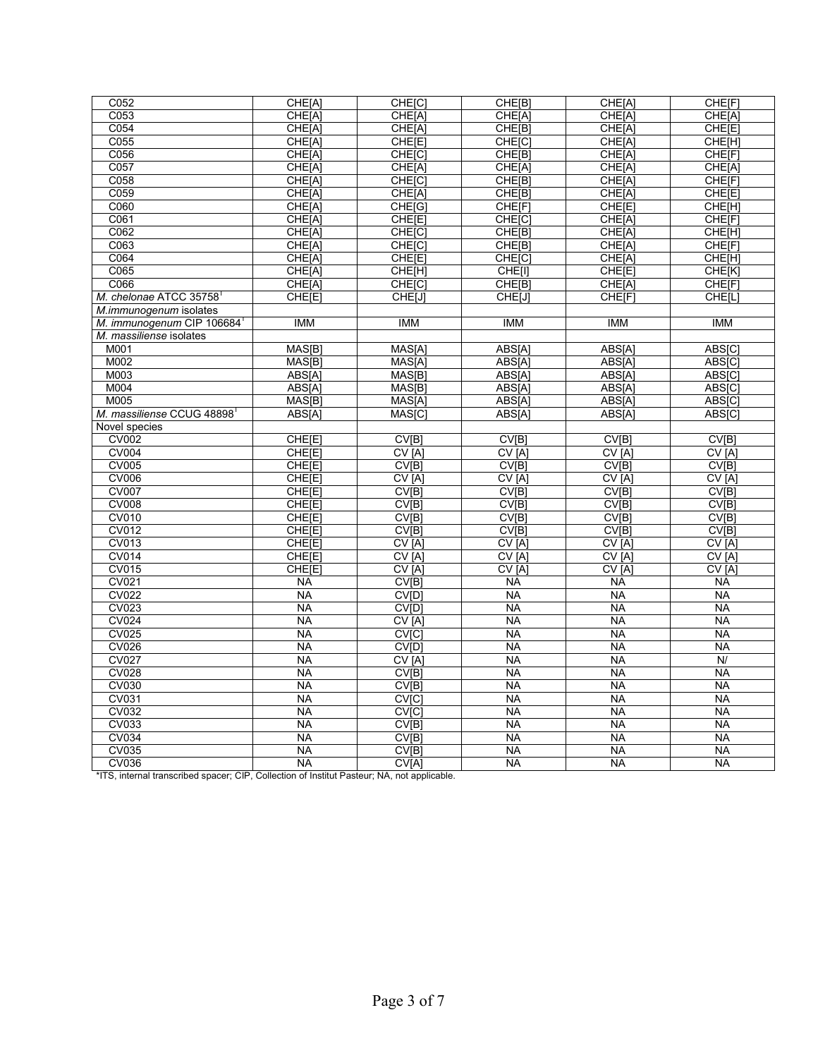| C052 | CHE[A] | CHE[C] | CHE[B] | CHE[A] | CHE[F] |
|---|---|---|---|---|---|
| C053 | CHE[A] | CHE[A] | CHE[A] | CHE[A] | CHE[A] |
| C054 | CHE[A] | CHE[A] | CHE[B] | CHE[A] | CHE[E] |
| C055 | CHE[A] | CHE[E] | CHE[C] | CHE[A] | CHE[H] |
| C056 | CHE[A] | CHE[C] | CHE[B] | CHE[A] | CHE[F] |
| C057 | CHE[A] | CHE[A] | CHE[A] | CHE[A] | CHE[A] |
| C058 | CHE[A] | CHE[C] | CHE[B] | CHE[A] | CHE[F] |
| C059 | CHE[A] | CHE[A] | CHE[B] | CHE[A] | CHE[E] |
| C060 | CHE[A] | CHE[G] | CHE[F] | CHE[E] | CHE[H] |
| C061 | CHE[A] | CHE[E] | CHE[C] | CHE[A] | CHE[F] |
| C062 | CHE[A] | CHE[C] | CHE[B] | CHE[A] | CHE[H] |
| C063 | CHE[A] | CHE[C] | CHE[B] | CHE[A] | CHE[F] |
| C064 | CHE[A] | CHE[E] | CHE[C] | CHE[A] | CHE[H] |
| C065 | CHE[A] | CHE[H] | CHE[I] | CHE[E] | CHE[K] |
| C066 | CHE[A] | CHE[C] | CHE[B] | CHE[A] | CHE[F] |
| *M. chelonae* ATCC 35758[T] | CHE[E] | CHE[J] | CHE[J] | CHE[F] | CHE[L] |
| *M.immunogenum* isolates | | | | | |
| *M. immunogenum* CIP 106684[T] | IMM | IMM | IMM | IMM | IMM |
| *M. massiliense* isolates | | | | | |
| M001 | MAS[B] | MAS[A] | ABS[A] | ABS[A] | ABS[C] |
| M002 | MAS[B] | MAS[A] | ABS[A] | ABS[A] | ABS[C] |
| M003 | ABS[A] | MAS[B] | ABS[A] | ABS[A] | ABS[C] |
| M004 | ABS[A] | MAS[B] | ABS[A] | ABS[A] | ABS[C] |
| M005 | MAS[B] | MAS[A] | ABS[A] | ABS[A] | ABS[C] |
| *M. massiliense* CCUG 48898[T] | ABS[A] | MAS[C] | ABS[A] | ABS[A] | ABS[C] |
| Novel species | | | | | |
| CV002 | CHE[E] | CV[B] | CV[B] | CV[B] | CV[B] |
| CV004 | CHE[E] | CV [A] | CV [A] | CV [A] | CV [A] |
| CV005 | CHE[E] | CV[B] | CV[B] | CV[B] | CV[B] |
| CV006 | CHE[E] | CV [A] | CV [A] | CV [A] | CV [A] |
| CV007 | CHE[E] | CV[B] | CV[B] | CV[B] | CV[B] |
| CV008 | CHE[E] | CV[B] | CV[B] | CV[B] | CV[B] |
| CV010 | CHE[E] | CV[B] | CV[B] | CV[B] | CV[B] |
| CV012 | CHE[E] | CV[B] | CV[B] | CV[B] | CV[B] |
| CV013 | CHE[E] | CV [A] | CV [A] | CV [A] | CV [A] |
| CV014 | CHE[E] | CV [A] | CV [A] | CV [A] | CV [A] |
| CV015 | CHE[E] | CV [A] | CV [A] | CV [A] | CV [A] |
| CV021 | NA | CV[B] | NA | NA | NA |
| CV022 | NA | CV[D] | NA | NA | NA |
| CV023 | NA | CV[D] | NA | NA | NA |
| CV024 | NA | CV [A] | NA | NA | NA |
| CV025 | NA | CV[C] | NA | NA | NA |
| CV026 | NA | CV[D] | NA | NA | NA |
| CV027 | NA | CV [A] | NA | NA | N/ |
| CV028 | NA | CV[B] | NA | NA | NA |
| CV030 | NA | CV[B] | NA | NA | NA |
| CV031 | NA | CV[C] | NA | NA | NA |
| CV032 | NA | CV[C] | NA | NA | NA |
| CV033 | NA | CV[B] | NA | NA | NA |
| CV034 | NA | CV[B] | NA | NA | NA |
| CV035 | NA | CV[B] | NA | NA | NA |
| CV036 | NA | CV[A] | NA | NA | NA |

*ITS, internal transcribed spacer; CIP, Collection of Institut Pasteur; NA, not applicable.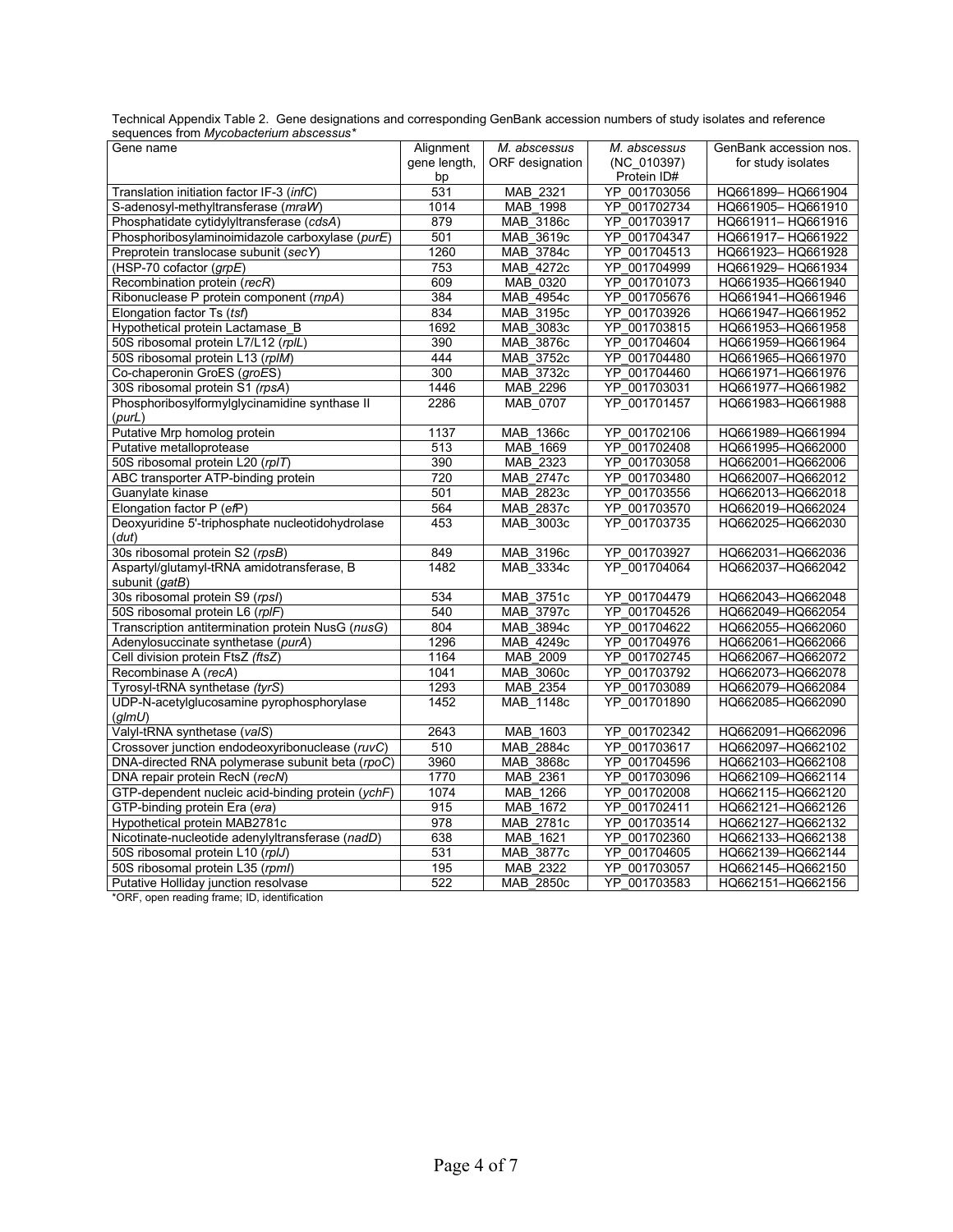Technical Appendix Table 2. Gene designations and corresponding GenBank accession numbers of study isolates and reference sequences from *Mycobacterium abscessus**

| Gene name | Alignment gene length, bp | *M. abscessus* ORF designation | *M. abscessus* (NC_010397) Protein ID# | GenBank accession nos. for study isolates |
|---|---|---|---|---|
| Translation initiation factor IF-3 (*infC*) | 531 | MAB_2321 | YP_001703056 | HQ661899– HQ661904 |
| S-adenosyl-methyltransferase (*mraW*) | 1014 | MAB_1998 | YP_001702734 | HQ661905– HQ661910 |
| Phosphatidate cytidylyltransferase (*cdsA*) | 879 | MAB_3186c | YP_001703917 | HQ661911– HQ661916 |
| Phosphoribosylaminoimidazole carboxylase (*purE*) | 501 | MAB_3619c | YP_001704347 | HQ661917– HQ661922 |
| Preprotein translocase subunit (*secY*) | 1260 | MAB_3784c | YP_001704513 | HQ661923– HQ661928 |
| (HSP-70 cofactor (*grpE*) | 753 | MAB_4272c | YP_001704999 | HQ661929– HQ661934 |
| Recombination protein (*recR*) | 609 | MAB_0320 | YP_001701073 | HQ661935–HQ661940 |
| Ribonuclease P protein component (*rnpA*) | 384 | MAB_4954c | YP_001705676 | HQ661941–HQ661946 |
| Elongation factor Ts (*tsf*) | 834 | MAB_3195c | YP_001703926 | HQ661947–HQ661952 |
| Hypothetical protein Lactamase_B | 1692 | MAB_3083c | YP_001703815 | HQ661953–HQ661958 |
| 50S ribosomal protein L7/L12 (*rplL*) | 390 | MAB_3876c | YP_001704604 | HQ661959–HQ661964 |
| 50S ribosomal protein L13 (*rplM*) | 444 | MAB_3752c | YP_001704480 | HQ661965–HQ661970 |
| Co-chaperonin GroES (*groES*) | 300 | MAB_3732c | YP_001704460 | HQ661971–HQ661976 |
| 30S ribosomal protein S1 (*rpsA*) | 1446 | MAB_2296 | YP_001703031 | HQ661977–HQ661982 |
| Phosphoribosylformylglycinamidine synthase II (*purL*) | 2286 | MAB_0707 | YP_001701457 | HQ661983–HQ661988 |
| Putative Mrp homolog protein | 1137 | MAB_1366c | YP_001702106 | HQ661989–HQ661994 |
| Putative metalloprotease | 513 | MAB_1669 | YP_001702408 | HQ661995–HQ662000 |
| 50S ribosomal protein L20 (*rplT*) | 390 | MAB_2323 | YP_001703058 | HQ662001–HQ662006 |
| ABC transporter ATP-binding protein | 720 | MAB_2747c | YP_001703480 | HQ662007–HQ662012 |
| Guanylate kinase | 501 | MAB_2823c | YP_001703556 | HQ662013–HQ662018 |
| Elongation factor P (*efP*) | 564 | MAB_2837c | YP_001703570 | HQ662019–HQ662024 |
| Deoxyuridine 5'-triphosphate nucleotidohydrolase (*dut*) | 453 | MAB_3003c | YP_001703735 | HQ662025–HQ662030 |
| 30s ribosomal protein S2 (*rpsB*) | 849 | MAB_3196c | YP_001703927 | HQ662031–HQ662036 |
| Aspartyl/glutamyl-tRNA amidotransferase, B subunit (*gatB*) | 1482 | MAB_3334c | YP_001704064 | HQ662037–HQ662042 |
| 30s ribosomal protein S9 (*rpsI*) | 534 | MAB_3751c | YP_001704479 | HQ662043–HQ662048 |
| 50S ribosomal protein L6 (*rplF*) | 540 | MAB_3797c | YP_001704526 | HQ662049–HQ662054 |
| Transcription antitermination protein NusG (*nusG*) | 804 | MAB_3894c | YP_001704622 | HQ662055–HQ662060 |
| Adenylosuccinate synthetase (*purA*) | 1296 | MAB_4249c | YP_001704976 | HQ662061–HQ662066 |
| Cell division protein FtsZ (*ftsZ*) | 1164 | MAB_2009 | YP_001702745 | HQ662067–HQ662072 |
| Recombinase A (*recA*) | 1041 | MAB_3060c | YP_001703792 | HQ662073–HQ662078 |
| Tyrosyl-tRNA synthetase *(tyrS)* | 1293 | MAB_2354 | YP_001703089 | HQ662079–HQ662084 |
| UDP-N-acetylglucosamine pyrophosphorylase (*glmU*) | 1452 | MAB_1148c | YP_001701890 | HQ662085–HQ662090 |
| Valyl-tRNA synthetase (*valS*) | 2643 | MAB_1603 | YP_001702342 | HQ662091–HQ662096 |
| Crossover junction endodeoxyribonuclease (*ruvC*) | 510 | MAB_2884c | YP_001703617 | HQ662097–HQ662102 |
| DNA-directed RNA polymerase subunit beta (*rpoC*) | 3960 | MAB_3868c | YP_001704596 | HQ662103–HQ662108 |
| DNA repair protein RecN (*recN*) | 1770 | MAB_2361 | YP_001703096 | HQ662109–HQ662114 |
| GTP-dependent nucleic acid-binding protein (*ychF*) | 1074 | MAB_1266 | YP_001702008 | HQ662115–HQ662120 |
| GTP-binding protein Era (*era*) | 915 | MAB_1672 | YP_001702411 | HQ662121–HQ662126 |
| Hypothetical protein MAB2781c | 978 | MAB_2781c | YP_001703514 | HQ662127–HQ662132 |
| Nicotinate-nucleotide adenylyltransferase (*nadD*) | 638 | MAB_1621 | YP_001702360 | HQ662133–HQ662138 |
| 50S ribosomal protein L10 (*rplJ*) | 531 | MAB_3877c | YP_001704605 | HQ662139–HQ662144 |
| 50S ribosomal protein L35 (*rpmI*) | 195 | MAB_2322 | YP_001703057 | HQ662145–HQ662150 |
| Putative Holliday junction resolvase | 522 | MAB_2850c | YP_001703583 | HQ662151–HQ662156 |

*ORF, open reading frame; ID, identification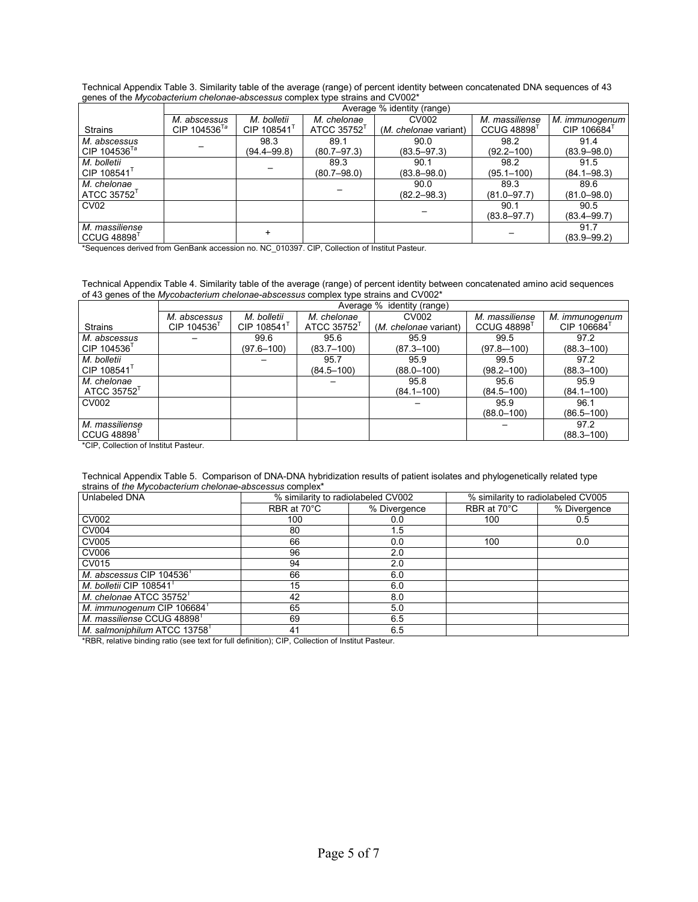Technical Appendix Table 3. Similarity table of the average (range) of percent identity between concatenated DNA sequences of 43 genes of the *Mycobacterium chelonae-abscessus* complex type strains and CV002*

| | Average % identity (range) | | | | | |
|---|---|---|---|---|---|---|
| Strains | *M. abscessus* CIP 104536[Ta] | *M. bolletii* CIP 108541[T] | *M. chelonae* ATCC 35752[T] | CV002 (*M. chelonae* variant) | *M. massiliense* CCUG 48898[T] | *M. immunogenum* CIP 106684[T] |
| *M. abscessus* CIP 104536[Ta] | – | 98.3 (94.4–99.8) | 89.1 (80.7–97.3) | 90.0 (83.5–97.3) | 98.2 (92.2–100) | 91.4 (83.9–98.0) |
| *M. bolletii* CIP 108541[T] | | – | 89.3 (80.7–98.0) | 90.1 (83.8–98.0) | 98.2 (95.1–100) | 91.5 (84.1–98.3) |
| *M. chelonae* ATCC 35752[T] | | | – | 90.0 (82.2–98.3) | 89.3 (81.0–97.7) | 89.6 (81.0–98.0) |
| CV02 | | | | – | 90.1 (83.8–97.7) | 90.5 (83.4–99.7) |
| *M. massiliense* CCUG 48898[T] | | + | | | – | 91.7 (83.9–99.2) |

*Sequences derived from GenBank accession no. NC_010397. CIP, Collection of Institut Pasteur.

Technical Appendix Table 4. Similarity table of the average (range) of percent identity between concatenated amino acid sequences of 43 genes of the *Mycobacterium chelonae-abscessus* complex type strains and CV002*

| | Average % identity (range) | | | | | |
|---|---|---|---|---|---|---|
| Strains | *M. abscessus* CIP 104536[T] | *M. bolletii* CIP 108541[T] | *M. chelonae* ATCC 35752[T] | CV002 (*M. chelonae* variant) | *M. massiliense* CCUG 48898[T] | *M. immunogenum* CIP 106684[T] |
| *M. abscessus* CIP 104536[T] | – | 99.6 (97.6–100) | 95.6 (83.7–100) | 95.9 (87.3–100) | 99.5 (97.8—100) | 97.2 (88.3–100) |
| *M. bolletii* CIP 108541[T] | | – | 95.7 (84.5–100) | 95.9 (88.0–100) | 99.5 (98.2–100) | 97.2 (88.3–100) |
| *M. chelonae* ATCC 35752[T] | | | – | 95.8 (84.1–100) | 95.6 (84.5–100) | 95.9 (84.1–100) |
| CV002 | | | | – | 95.9 (88.0–100) | 96.1 (86.5–100) |
| *M. massiliense* CCUG 48898[T] | | | | | – | 97.2 (88.3–100) |

*CIP, Collection of Institut Pasteur.

Technical Appendix Table 5. Comparison of DNA-DNA hybridization results of patient isolates and phylogenetically related type strains of *the Mycobacterium chelonae-abscessus* complex*

| Unlabeled DNA | % similarity to radiolabeled CV002 | | % similarity to radiolabeled CV005 | |
|---|---|---|---|---|
| | RBR at 70°C | % Divergence | RBR at 70°C | % Divergence |
| CV002 | 100 | 0.0 | 100 | 0.5 |
| CV004 | 80 | 1.5 | | |
| CV005 | 66 | 0.0 | 100 | 0.0 |
| CV006 | 96 | 2.0 | | |
| CV015 | 94 | 2.0 | | |
| *M. abscessus* CIP 104536[T] | 66 | 6.0 | | |
| *M. bolletii* CIP 108541[T] | 15 | 6.0 | | |
| *M. chelonae* ATCC 35752[T] | 42 | 8.0 | | |
| *M. immunogenum* CIP 106684[T] | 65 | 5.0 | | |
| *M. massiliense* CCUG 48898[T] | 69 | 6.5 | | |
| *M. salmoniphilum* ATCC 13758[T] | 41 | 6.5 | | |

*RBR, relative binding ratio (see text for full definition); CIP, Collection of Institut Pasteur.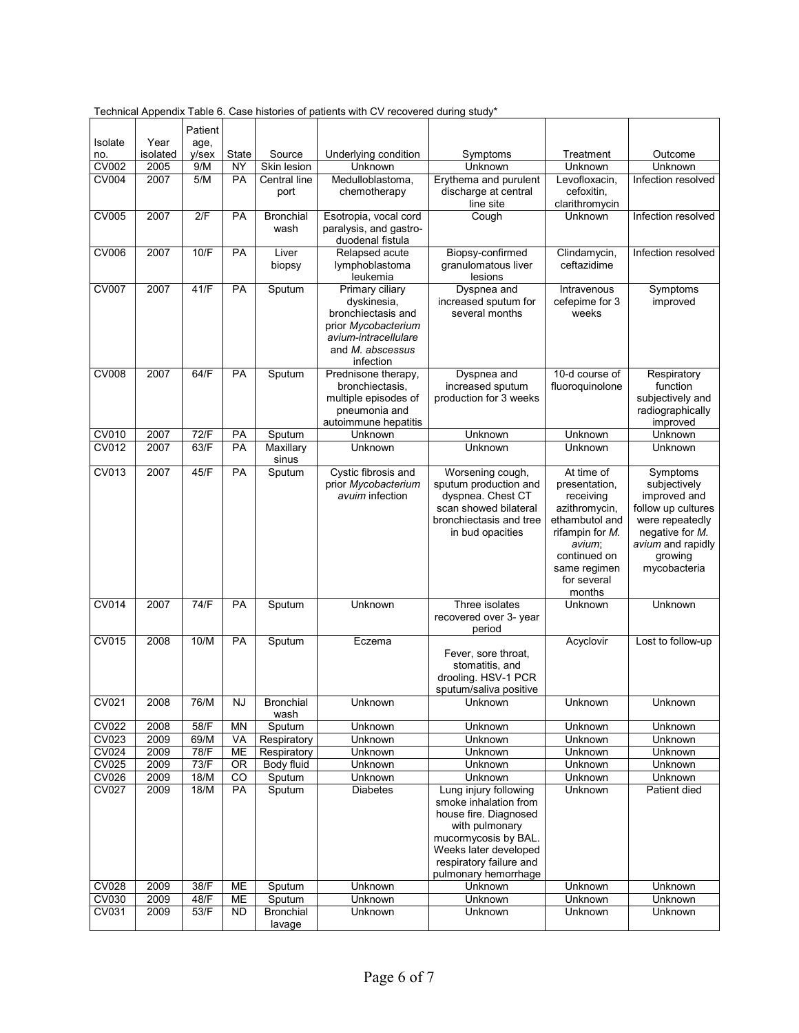Technical Appendix Table 6. Case histories of patients with CV recovered during study*

| Isolate no. | Year isolated | Patient age, y/sex | State | Source | Underlying condition | Symptoms | Treatment | Outcome |
|---|---|---|---|---|---|---|---|---|
| CV002 | 2005 | 9/M | NY | Skin lesion | Unknown | Unknown | Unknown | Unknown |
| CV004 | 2007 | 5/M | PA | Central line port | Medulloblastoma, chemotherapy | Erythema and purulent discharge at central line site | Levofloxacin, cefoxitin, clarithromycin | Infection resolved |
| CV005 | 2007 | 2/F | PA | Bronchial wash | Esotropia, vocal cord paralysis, and gastro-duodenal fistula | Cough | Unknown | Infection resolved |
| CV006 | 2007 | 10/F | PA | Liver biopsy | Relapsed acute lymphoblastoma leukemia | Biopsy-confirmed granulomatous liver lesions | Clindamycin, ceftazidime | Infection resolved |
| CV007 | 2007 | 41/F | PA | Sputum | Primary ciliary dyskinesia, bronchiectasis and prior *Mycobacterium avium-intracellulare* and *M. abscessus* infection | Dyspnea and increased sputum for several months | Intravenous cefepime for 3 weeks | Symptoms improved |
| CV008 | 2007 | 64/F | PA | Sputum | Prednisone therapy, bronchiectasis, multiple episodes of pneumonia and autoimmune hepatitis | Dyspnea and increased sputum production for 3 weeks | 10-d course of fluoroquinolone | Respiratory function subjectively and radiographically improved |
| CV010 | 2007 | 72/F | PA | Sputum | Unknown | Unknown | Unknown | Unknown |
| CV012 | 2007 | 63/F | PA | Maxillary sinus | Unknown | Unknown | Unknown | Unknown |
| CV013 | 2007 | 45/F | PA | Sputum | Cystic fibrosis and prior *Mycobacterium avuim* infection | Worsening cough, sputum production and dyspnea. Chest CT scan showed bilateral bronchiectasis and tree in bud opacities | At time of presentation, receiving azithromycin, ethambutol and rifampin for *M. avium*; continued on same regimen for several months | Symptoms subjectively improved and follow up cultures were repeatedly negative for *M. avium* and rapidly growing mycobacteria |
| CV014 | 2007 | 74/F | PA | Sputum | Unknown | Three isolates recovered over 3- year period | Unknown | Unknown |
| CV015 | 2008 | 10/M | PA | Sputum | Eczema | Fever, sore throat, stomatitis, and drooling. HSV-1 PCR sputum/saliva positive | Acyclovir | Lost to follow-up |
| CV021 | 2008 | 76/M | NJ | Bronchial wash | Unknown | Unknown | Unknown | Unknown |
| CV022 | 2008 | 58/F | MN | Sputum | Unknown | Unknown | Unknown | Unknown |
| CV023 | 2009 | 69/M | VA | Respiratory | Unknown | Unknown | Unknown | Unknown |
| CV024 | 2009 | 78/F | ME | Respiratory | Unknown | Unknown | Unknown | Unknown |
| CV025 | 2009 | 73/F | OR | Body fluid | Unknown | Unknown | Unknown | Unknown |
| CV026 | 2009 | 18/M | CO | Sputum | Unknown | Unknown | Unknown | Unknown |
| CV027 | 2009 | 18/M | PA | Sputum | Diabetes | Lung injury following smoke inhalation from house fire. Diagnosed with pulmonary mucormycosis by BAL. Weeks later developed respiratory failure and pulmonary hemorrhage | Unknown | Patient died |
| CV028 | 2009 | 38/F | ME | Sputum | Unknown | Unknown | Unknown | Unknown |
| CV030 | 2009 | 48/F | ME | Sputum | Unknown | Unknown | Unknown | Unknown |
| CV031 | 2009 | 53/F | ND | Bronchial lavage | Unknown | Unknown | Unknown | Unknown |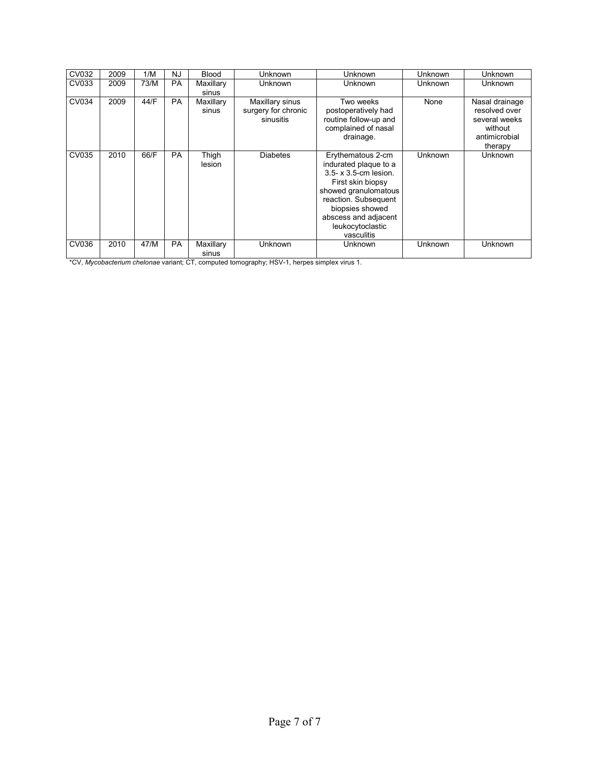| | | | | | | | | |
|---|---|---|---|---|---|---|---|---|
| CV032 | 2009 | 1/M | NJ | Blood | Unknown | Unknown | Unknown | Unknown |
| CV033 | 2009 | 73/M | PA | Maxillary sinus | Unknown | Unknown | Unknown | Unknown |
| CV034 | 2009 | 44/F | PA | Maxillary sinus | Maxillary sinus surgery for chronic sinusitis | Two weeks postoperatively had routine follow-up and complained of nasal drainage. | None | Nasal drainage resolved over several weeks without antimicrobial therapy |
| CV035 | 2010 | 66/F | PA | Thigh lesion | Diabetes | Erythematous 2-cm indurated plaque to a 3.5- x 3.5-cm lesion. First skin biopsy showed granulomatous reaction. Subsequent biopsies showed abscess and adjacent leukocytoclastic vasculitis | Unknown | Unknown |
| CV036 | 2010 | 47/M | PA | Maxillary sinus | Unknown | Unknown | Unknown | Unknown |

*CV, *Mycobacterium chelonae* variant; CT, computed tomography; HSV-1, herpes simplex virus 1.